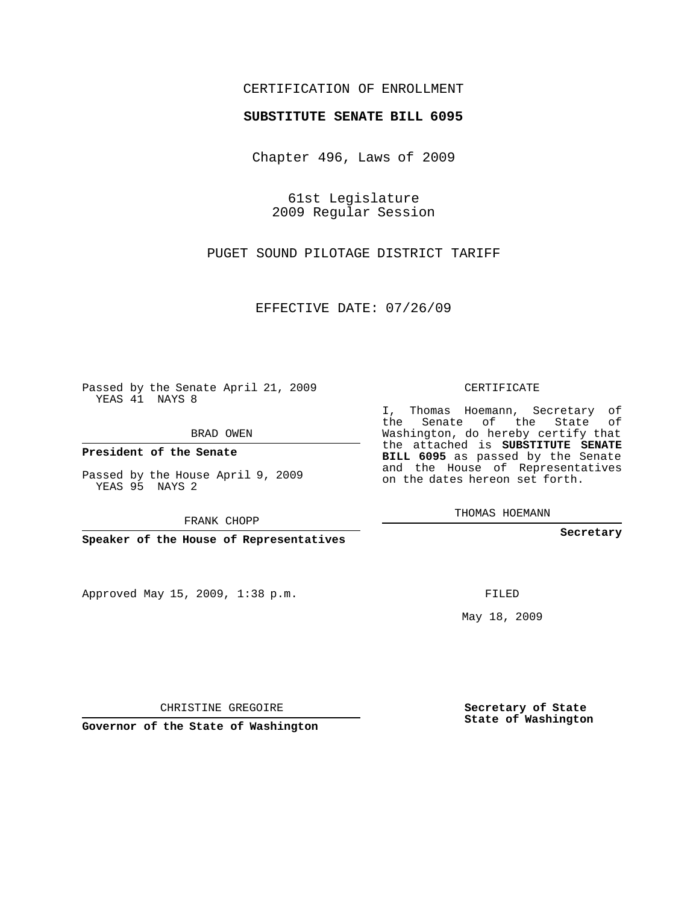CERTIFICATION OF ENROLLMENT

**SUBSTITUTE SENATE BILL 6095**

Chapter 496, Laws of 2009

61st Legislature
2009 Regular Session

PUGET SOUND PILOTAGE DISTRICT TARIFF

EFFECTIVE DATE: 07/26/09

Passed by the Senate April 21, 2009
YEAS 41 NAYS 8

BRAD OWEN

**President of the Senate**

Passed by the House April 9, 2009
YEAS 95 NAYS 2

FRANK CHOPP

**Speaker of the House of Representatives**

CERTIFICATE

I, Thomas Hoemann, Secretary of the Senate of the State of Washington, do hereby certify that the attached is **SUBSTITUTE SENATE BILL 6095** as passed by the Senate and the House of Representatives on the dates hereon set forth.

THOMAS HOEMANN

**Secretary**

Approved May 15, 2009, 1:38 p.m.

FILED

May 18, 2009

CHRISTINE GREGOIRE

**Governor of the State of Washington**

**Secretary of State**
**State of Washington**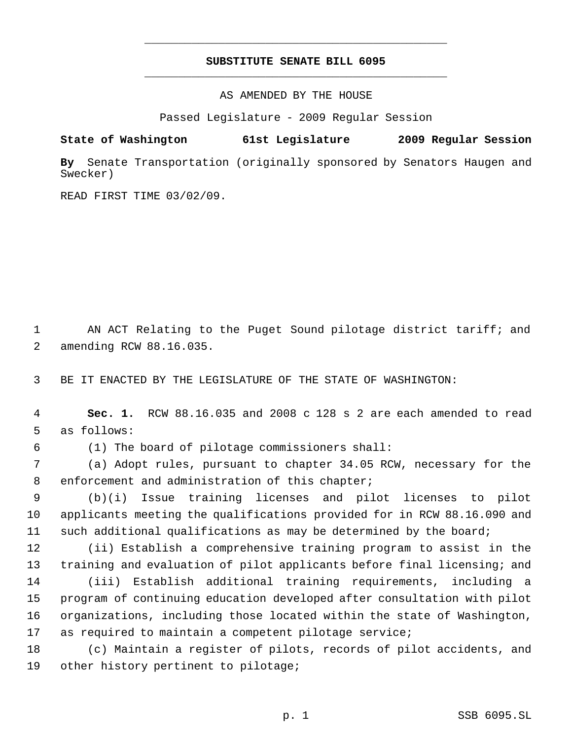# SUBSTITUTE SENATE BILL 6095

AS AMENDED BY THE HOUSE

Passed Legislature - 2009 Regular Session

**State of Washington 61st Legislature 2009 Regular Session**

**By** Senate Transportation (originally sponsored by Senators Haugen and Swecker)

READ FIRST TIME 03/02/09.

AN ACT Relating to the Puget Sound pilotage district tariff; and amending RCW 88.16.035.

BE IT ENACTED BY THE LEGISLATURE OF THE STATE OF WASHINGTON:

**Sec. 1.** RCW 88.16.035 and 2008 c 128 s 2 are each amended to read as follows:

(1) The board of pilotage commissioners shall:

(a) Adopt rules, pursuant to chapter 34.05 RCW, necessary for the enforcement and administration of this chapter;

(b)(i) Issue training licenses and pilot licenses to pilot applicants meeting the qualifications provided for in RCW 88.16.090 and such additional qualifications as may be determined by the board;

(ii) Establish a comprehensive training program to assist in the training and evaluation of pilot applicants before final licensing; and

(iii) Establish additional training requirements, including a program of continuing education developed after consultation with pilot organizations, including those located within the state of Washington, as required to maintain a competent pilotage service;

(c) Maintain a register of pilots, records of pilot accidents, and other history pertinent to pilotage;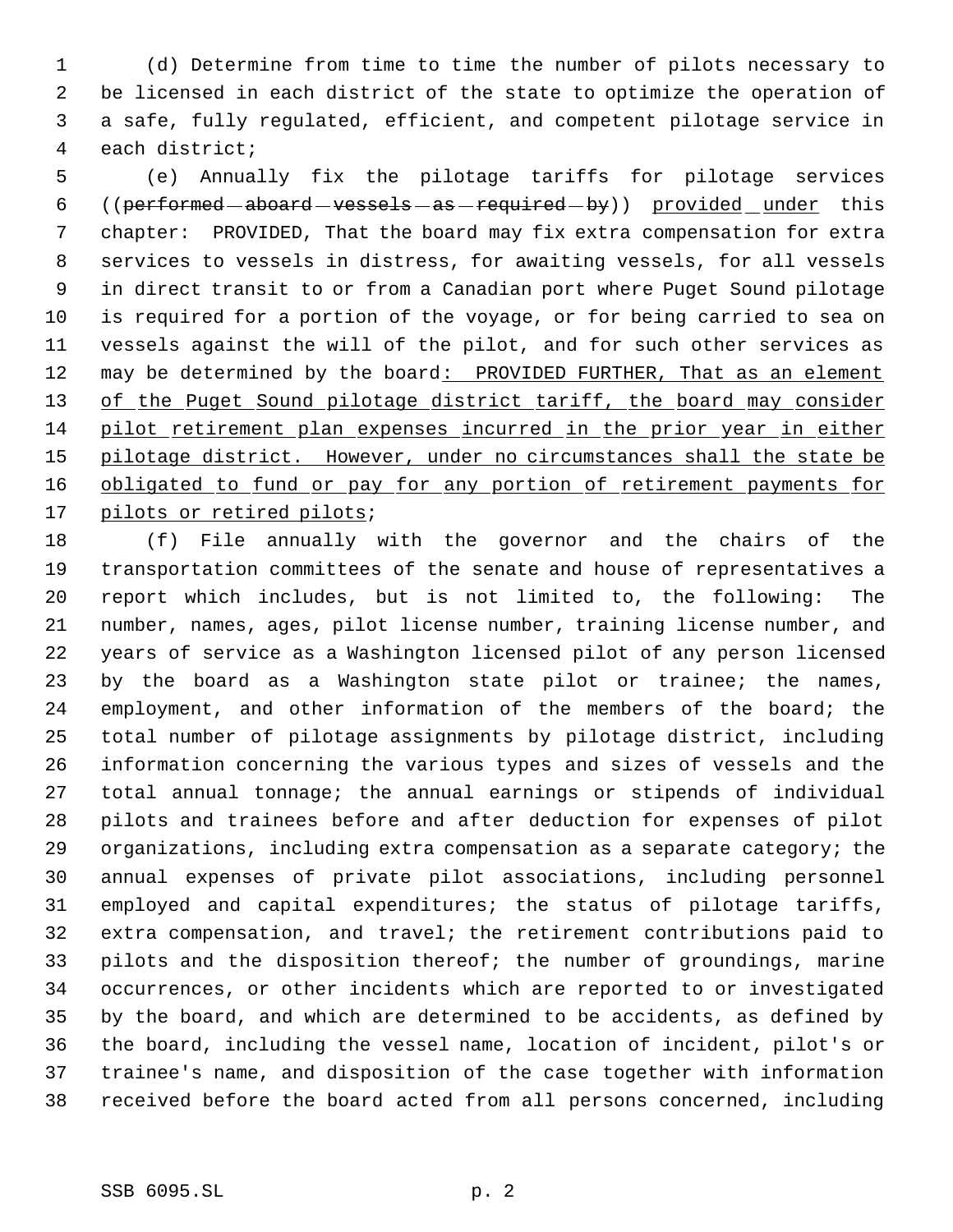(d) Determine from time to time the number of pilots necessary to be licensed in each district of the state to optimize the operation of a safe, fully regulated, efficient, and competent pilotage service in each district;

(e) Annually fix the pilotage tariffs for pilotage services ((~~performed aboard vessels as required by~~)) provided under this chapter: PROVIDED, That the board may fix extra compensation for extra services to vessels in distress, for awaiting vessels, for all vessels in direct transit to or from a Canadian port where Puget Sound pilotage is required for a portion of the voyage, or for being carried to sea on vessels against the will of the pilot, and for such other services as may be determined by the board: PROVIDED FURTHER, That as an element of the Puget Sound pilotage district tariff, the board may consider pilot retirement plan expenses incurred in the prior year in either pilotage district. However, under no circumstances shall the state be obligated to fund or pay for any portion of retirement payments for pilots or retired pilots;

(f) File annually with the governor and the chairs of the transportation committees of the senate and house of representatives a report which includes, but is not limited to, the following: The number, names, ages, pilot license number, training license number, and years of service as a Washington licensed pilot of any person licensed by the board as a Washington state pilot or trainee; the names, employment, and other information of the members of the board; the total number of pilotage assignments by pilotage district, including information concerning the various types and sizes of vessels and the total annual tonnage; the annual earnings or stipends of individual pilots and trainees before and after deduction for expenses of pilot organizations, including extra compensation as a separate category; the annual expenses of private pilot associations, including personnel employed and capital expenditures; the status of pilotage tariffs, extra compensation, and travel; the retirement contributions paid to pilots and the disposition thereof; the number of groundings, marine occurrences, or other incidents which are reported to or investigated by the board, and which are determined to be accidents, as defined by the board, including the vessel name, location of incident, pilot's or trainee's name, and disposition of the case together with information received before the board acted from all persons concerned, including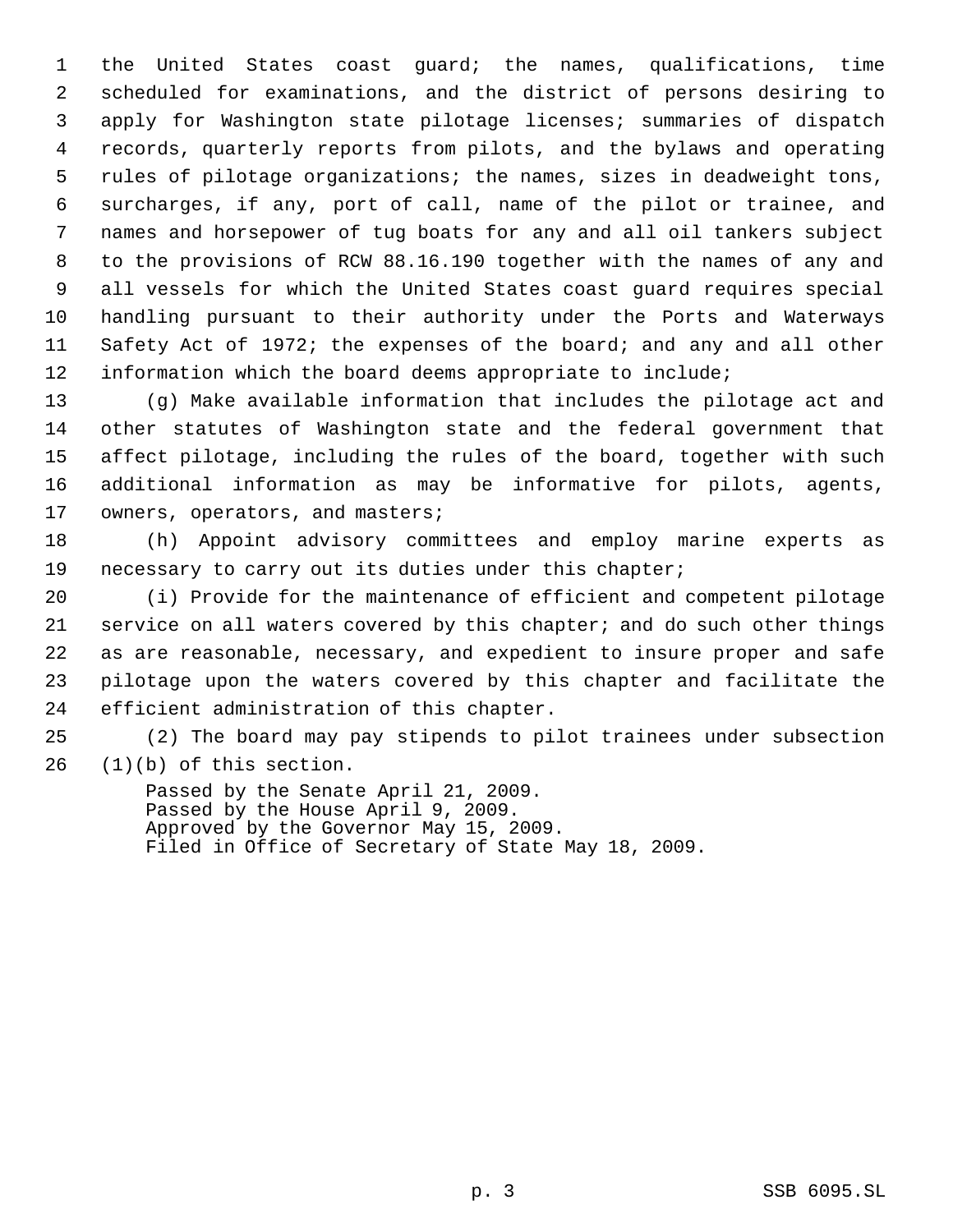the United States coast guard; the names, qualifications, time scheduled for examinations, and the district of persons desiring to apply for Washington state pilotage licenses; summaries of dispatch records, quarterly reports from pilots, and the bylaws and operating rules of pilotage organizations; the names, sizes in deadweight tons, surcharges, if any, port of call, name of the pilot or trainee, and names and horsepower of tug boats for any and all oil tankers subject to the provisions of RCW 88.16.190 together with the names of any and all vessels for which the United States coast guard requires special handling pursuant to their authority under the Ports and Waterways Safety Act of 1972; the expenses of the board; and any and all other information which the board deems appropriate to include;

(g) Make available information that includes the pilotage act and other statutes of Washington state and the federal government that affect pilotage, including the rules of the board, together with such additional information as may be informative for pilots, agents, owners, operators, and masters;

(h) Appoint advisory committees and employ marine experts as necessary to carry out its duties under this chapter;

(i) Provide for the maintenance of efficient and competent pilotage service on all waters covered by this chapter; and do such other things as are reasonable, necessary, and expedient to insure proper and safe pilotage upon the waters covered by this chapter and facilitate the efficient administration of this chapter.

(2) The board may pay stipends to pilot trainees under subsection (1)(b) of this section.

Passed by the Senate April 21, 2009.
Passed by the House April 9, 2009.
Approved by the Governor May 15, 2009.
Filed in Office of Secretary of State May 18, 2009.